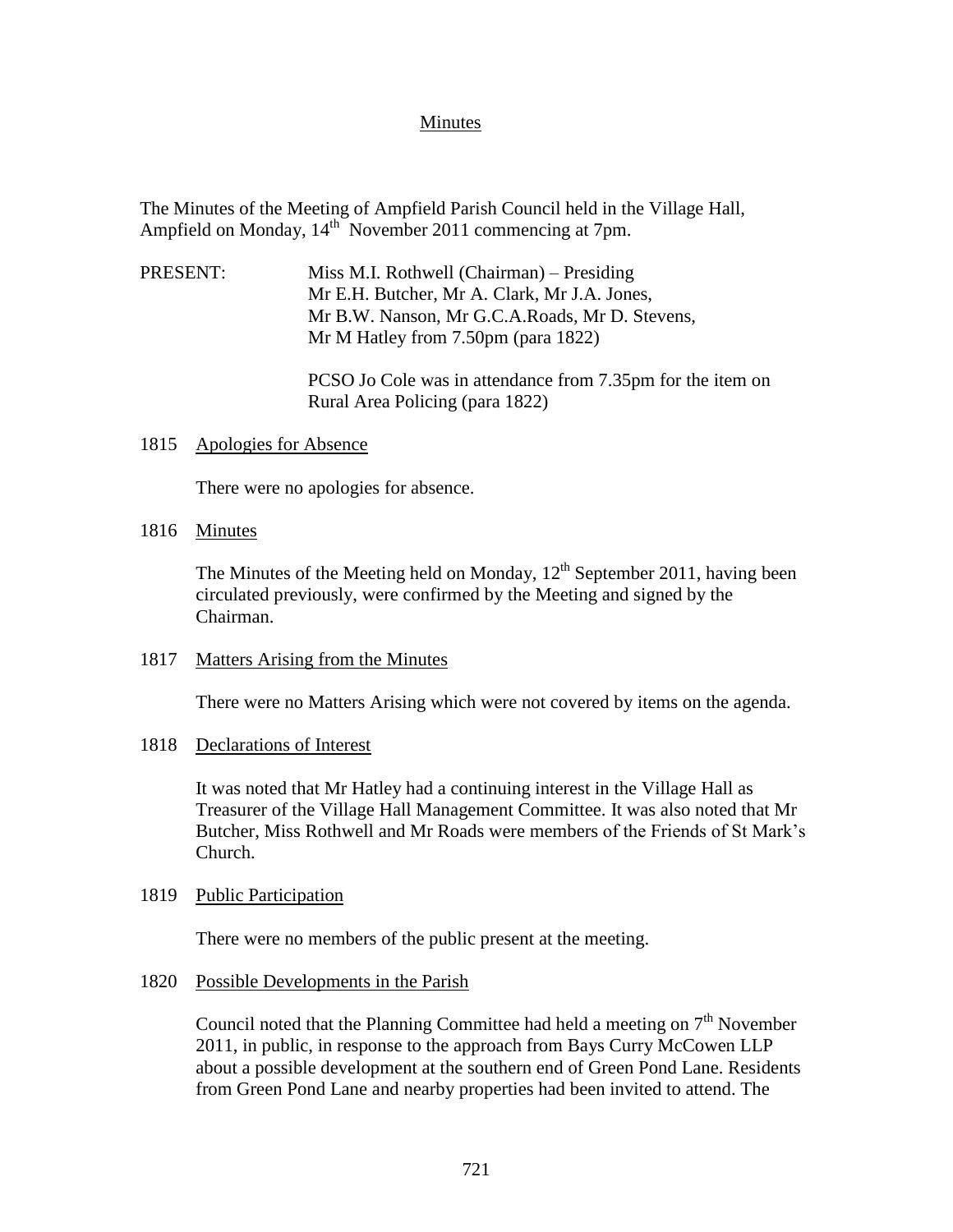# Minutes

The Minutes of the Meeting of Ampfield Parish Council held in the Village Hall, Ampfield on Monday, 14th November 2011 commencing at 7pm.

PRESENT: Miss M.I. Rothwell (Chairman) – Presiding
Mr E.H. Butcher, Mr A. Clark, Mr J.A. Jones,
Mr B.W. Nanson, Mr G.C.A.Roads, Mr D. Stevens,
Mr M Hatley from 7.50pm (para 1822)

PCSO Jo Cole was in attendance from 7.35pm for the item on Rural Area Policing (para 1822)

## 1815 Apologies for Absence

There were no apologies for absence.

## 1816 Minutes

The Minutes of the Meeting held on Monday, 12th September 2011, having been circulated previously, were confirmed by the Meeting and signed by the Chairman.

## 1817 Matters Arising from the Minutes

There were no Matters Arising which were not covered by items on the agenda.

## 1818 Declarations of Interest

It was noted that Mr Hatley had a continuing interest in the Village Hall as Treasurer of the Village Hall Management Committee. It was also noted that Mr Butcher, Miss Rothwell and Mr Roads were members of the Friends of St Mark's Church.

## 1819 Public Participation

There were no members of the public present at the meeting.

## 1820 Possible Developments in the Parish

Council noted that the Planning Committee had held a meeting on 7th November 2011, in public, in response to the approach from Bays Curry McCowen LLP about a possible development at the southern end of Green Pond Lane. Residents from Green Pond Lane and nearby properties had been invited to attend. The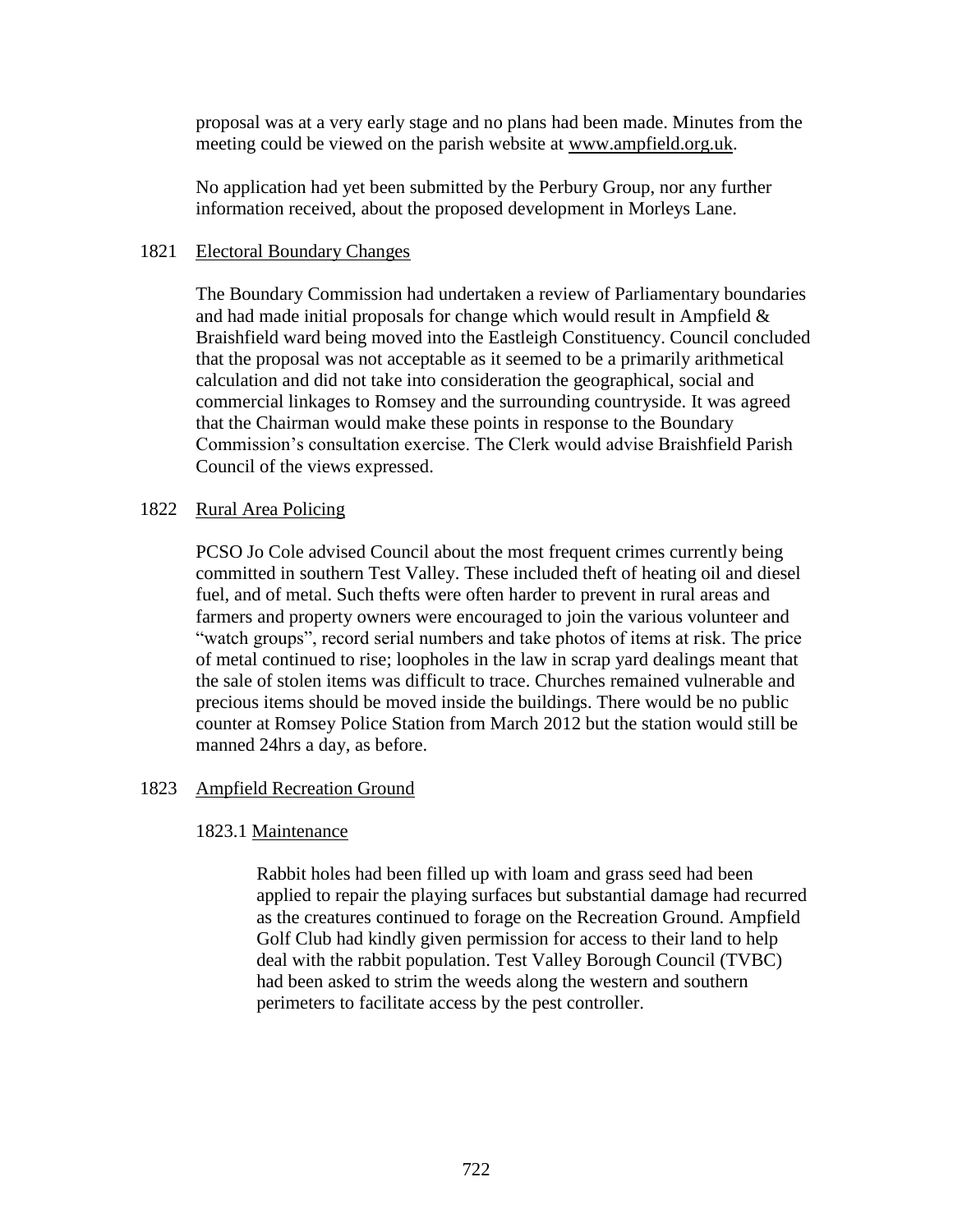proposal was at a very early stage and no plans had been made. Minutes from the meeting could be viewed on the parish website at www.ampfield.org.uk.

No application had yet been submitted by the Perbury Group, nor any further information received, about the proposed development in Morleys Lane.

1821 Electoral Boundary Changes

The Boundary Commission had undertaken a review of Parliamentary boundaries and had made initial proposals for change which would result in Ampfield & Braishfield ward being moved into the Eastleigh Constituency. Council concluded that the proposal was not acceptable as it seemed to be a primarily arithmetical calculation and did not take into consideration the geographical, social and commercial linkages to Romsey and the surrounding countryside. It was agreed that the Chairman would make these points in response to the Boundary Commission's consultation exercise. The Clerk would advise Braishfield Parish Council of the views expressed.

1822 Rural Area Policing

PCSO Jo Cole advised Council about the most frequent crimes currently being committed in southern Test Valley. These included theft of heating oil and diesel fuel, and of metal. Such thefts were often harder to prevent in rural areas and farmers and property owners were encouraged to join the various volunteer and "watch groups", record serial numbers and take photos of items at risk. The price of metal continued to rise; loopholes in the law in scrap yard dealings meant that the sale of stolen items was difficult to trace. Churches remained vulnerable and precious items should be moved inside the buildings. There would be no public counter at Romsey Police Station from March 2012 but the station would still be manned 24hrs a day, as before.

1823 Ampfield Recreation Ground

1823.1 Maintenance

Rabbit holes had been filled up with loam and grass seed had been applied to repair the playing surfaces but substantial damage had recurred as the creatures continued to forage on the Recreation Ground. Ampfield Golf Club had kindly given permission for access to their land to help deal with the rabbit population. Test Valley Borough Council (TVBC) had been asked to strim the weeds along the western and southern perimeters to facilitate access by the pest controller.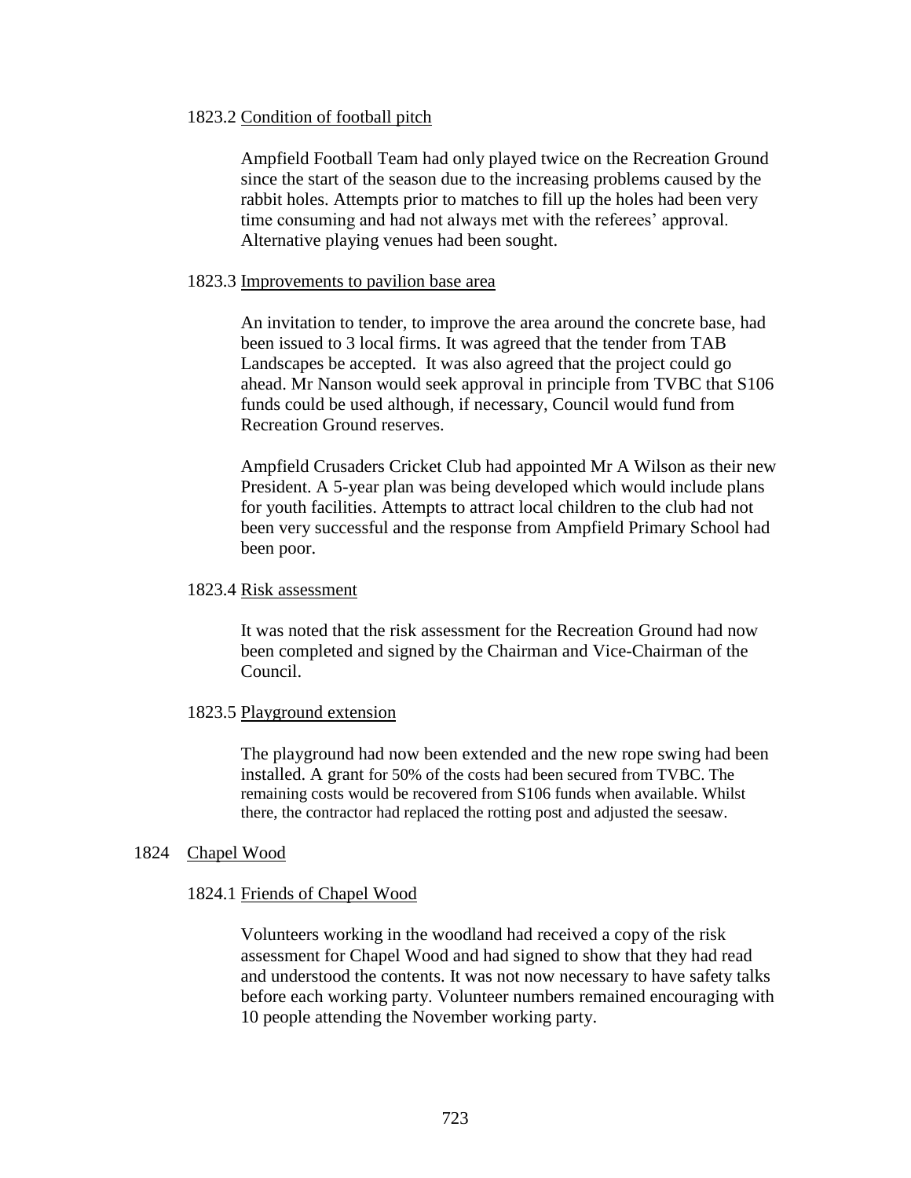1823.2 Condition of football pitch

Ampfield Football Team had only played twice on the Recreation Ground since the start of the season due to the increasing problems caused by the rabbit holes. Attempts prior to matches to fill up the holes had been very time consuming and had not always met with the referees' approval. Alternative playing venues had been sought.

1823.3 Improvements to pavilion base area

An invitation to tender, to improve the area around the concrete base, had been issued to 3 local firms. It was agreed that the tender from TAB Landscapes be accepted. It was also agreed that the project could go ahead. Mr Nanson would seek approval in principle from TVBC that S106 funds could be used although, if necessary, Council would fund from Recreation Ground reserves.

Ampfield Crusaders Cricket Club had appointed Mr A Wilson as their new President. A 5-year plan was being developed which would include plans for youth facilities. Attempts to attract local children to the club had not been very successful and the response from Ampfield Primary School had been poor.

1823.4 Risk assessment

It was noted that the risk assessment for the Recreation Ground had now been completed and signed by the Chairman and Vice-Chairman of the Council.

1823.5 Playground extension

The playground had now been extended and the new rope swing had been installed. A grant for 50% of the costs had been secured from TVBC. The remaining costs would be recovered from S106 funds when available. Whilst there, the contractor had replaced the rotting post and adjusted the seesaw.

1824 Chapel Wood

1824.1 Friends of Chapel Wood

Volunteers working in the woodland had received a copy of the risk assessment for Chapel Wood and had signed to show that they had read and understood the contents. It was not now necessary to have safety talks before each working party. Volunteer numbers remained encouraging with 10 people attending the November working party.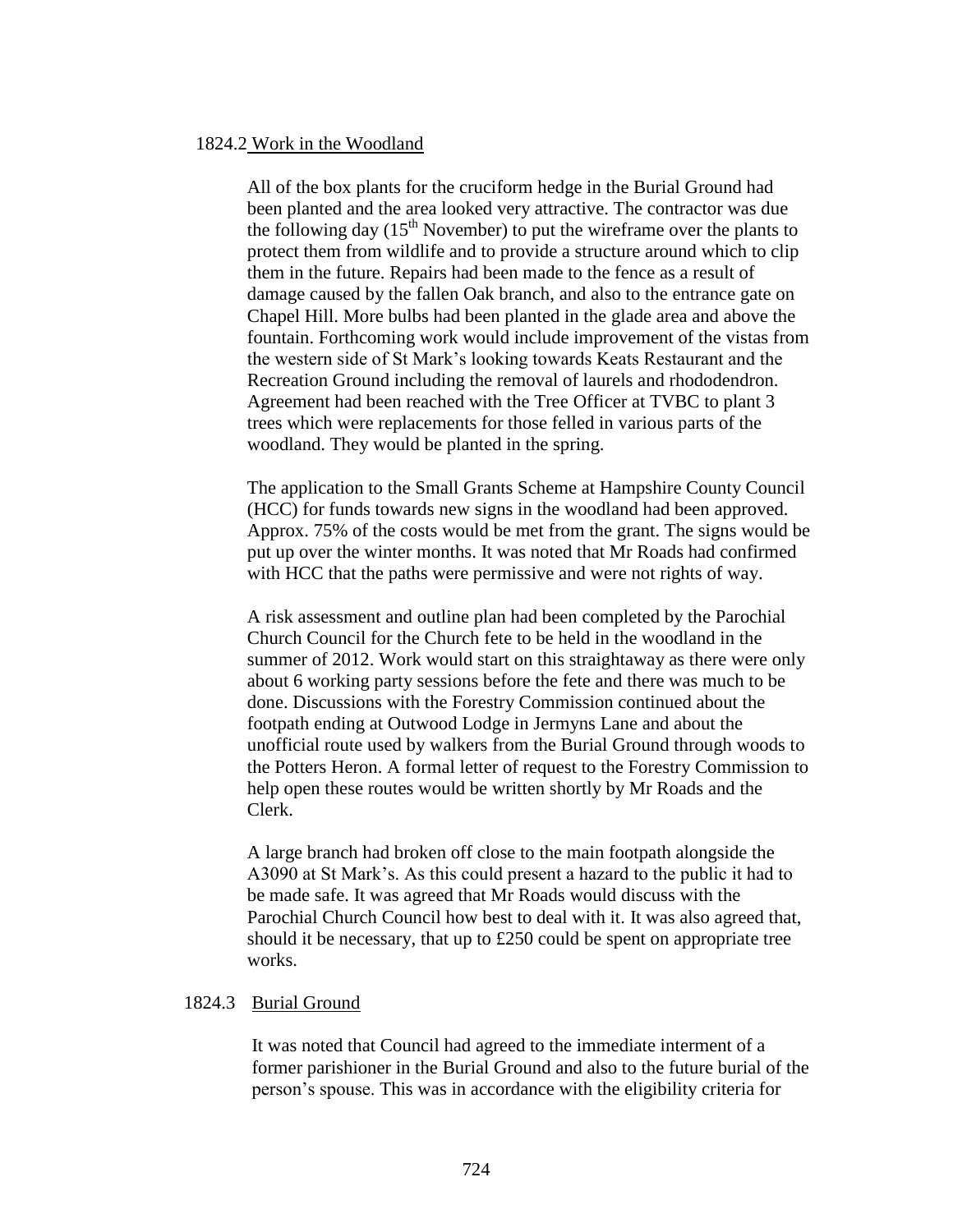1824.2 <u>Work in the Woodland</u>

All of the box plants for the cruciform hedge in the Burial Ground had been planted and the area looked very attractive. The contractor was due the following day (15th November) to put the wireframe over the plants to protect them from wildlife and to provide a structure around which to clip them in the future. Repairs had been made to the fence as a result of damage caused by the fallen Oak branch, and also to the entrance gate on Chapel Hill. More bulbs had been planted in the glade area and above the fountain. Forthcoming work would include improvement of the vistas from the western side of St Mark's looking towards Keats Restaurant and the Recreation Ground including the removal of laurels and rhododendron. Agreement had been reached with the Tree Officer at TVBC to plant 3 trees which were replacements for those felled in various parts of the woodland. They would be planted in the spring.

The application to the Small Grants Scheme at Hampshire County Council (HCC) for funds towards new signs in the woodland had been approved. Approx. 75% of the costs would be met from the grant. The signs would be put up over the winter months. It was noted that Mr Roads had confirmed with HCC that the paths were permissive and were not rights of way.

A risk assessment and outline plan had been completed by the Parochial Church Council for the Church fete to be held in the woodland in the summer of 2012. Work would start on this straightaway as there were only about 6 working party sessions before the fete and there was much to be done. Discussions with the Forestry Commission continued about the footpath ending at Outwood Lodge in Jermyns Lane and about the unofficial route used by walkers from the Burial Ground through woods to the Potters Heron. A formal letter of request to the Forestry Commission to help open these routes would be written shortly by Mr Roads and the Clerk.

A large branch had broken off close to the main footpath alongside the A3090 at St Mark's. As this could present a hazard to the public it had to be made safe. It was agreed that Mr Roads would discuss with the Parochial Church Council how best to deal with it. It was also agreed that, should it be necessary, that up to £250 could be spent on appropriate tree works.

1824.3 <u>Burial Ground</u>

It was noted that Council had agreed to the immediate interment of a former parishioner in the Burial Ground and also to the future burial of the person's spouse. This was in accordance with the eligibility criteria for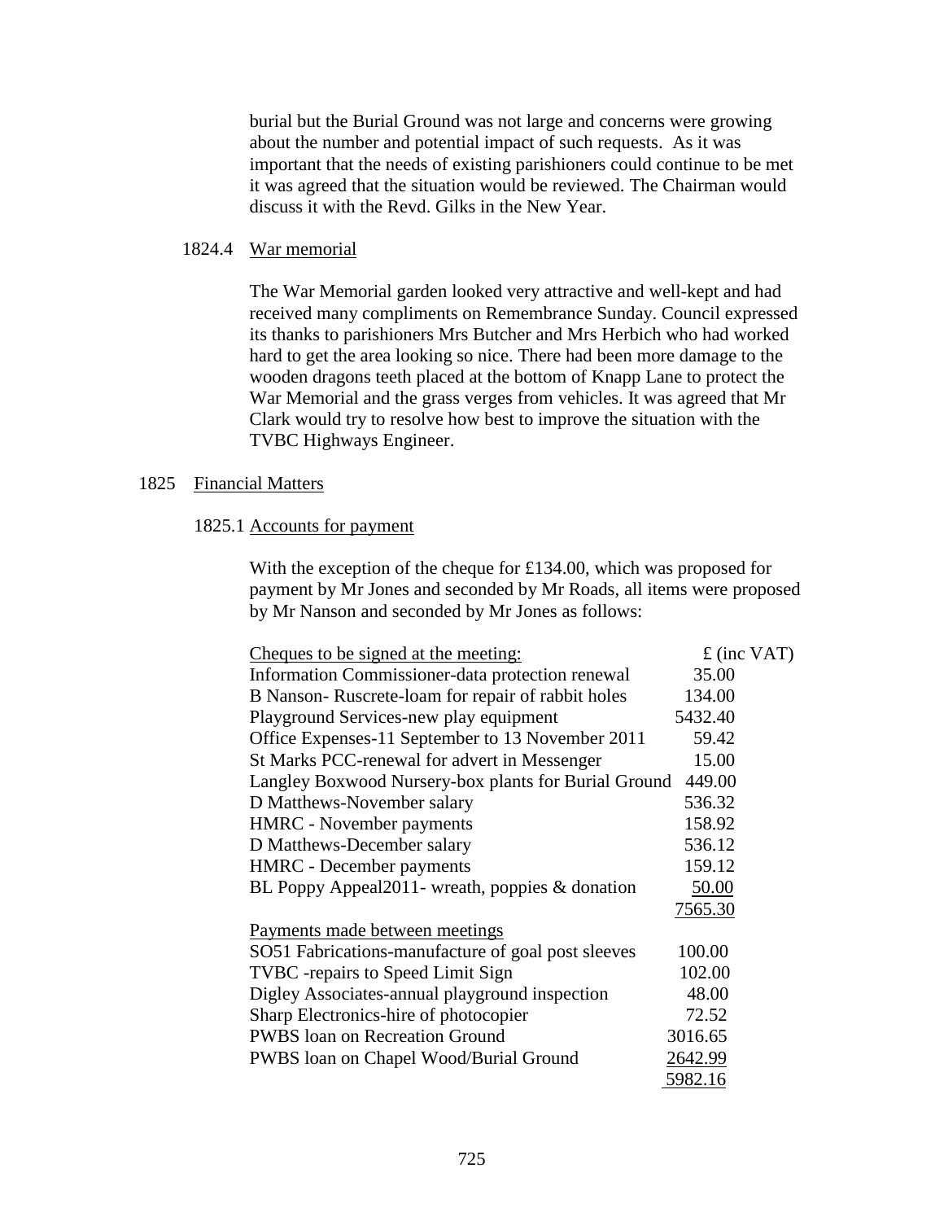burial but the Burial Ground was not large and concerns were growing about the number and potential impact of such requests. As it was important that the needs of existing parishioners could continue to be met it was agreed that the situation would be reviewed. The Chairman would discuss it with the Revd. Gilks in the New Year.

1824.4 War memorial

The War Memorial garden looked very attractive and well-kept and had received many compliments on Remembrance Sunday. Council expressed its thanks to parishioners Mrs Butcher and Mrs Herbich who had worked hard to get the area looking so nice. There had been more damage to the wooden dragons teeth placed at the bottom of Knapp Lane to protect the War Memorial and the grass verges from vehicles. It was agreed that Mr Clark would try to resolve how best to improve the situation with the TVBC Highways Engineer.

## 1825 Financial Matters

### 1825.1 Accounts for payment

With the exception of the cheque for £134.00, which was proposed for payment by Mr Jones and seconded by Mr Roads, all items were proposed by Mr Nanson and seconded by Mr Jones as follows:

| Cheques to be signed at the meeting: | £ (inc VAT) |
|---|---|
| Information Commissioner-data protection renewal | 35.00 |
| B Nanson- Ruscrete-loam for repair of rabbit holes | 134.00 |
| Playground Services-new play equipment | 5432.40 |
| Office Expenses-11 September to 13 November 2011 | 59.42 |
| St Marks PCC-renewal for advert in Messenger | 15.00 |
| Langley Boxwood Nursery-box plants for Burial Ground | 449.00 |
| D Matthews-November salary | 536.32 |
| HMRC - November payments | 158.92 |
| D Matthews-December salary | 536.12 |
| HMRC - December payments | 159.12 |
| BL Poppy Appeal2011- wreath, poppies & donation | 50.00 |
| | 7565.30 |
| Payments made between meetings | |
| SO51 Fabrications-manufacture of goal post sleeves | 100.00 |
| TVBC -repairs to Speed Limit Sign | 102.00 |
| Digley Associates-annual playground inspection | 48.00 |
| Sharp Electronics-hire of photocopier | 72.52 |
| PWBS loan on Recreation Ground | 3016.65 |
| PWBS loan on Chapel Wood/Burial Ground | 2642.99 |
| | 5982.16 |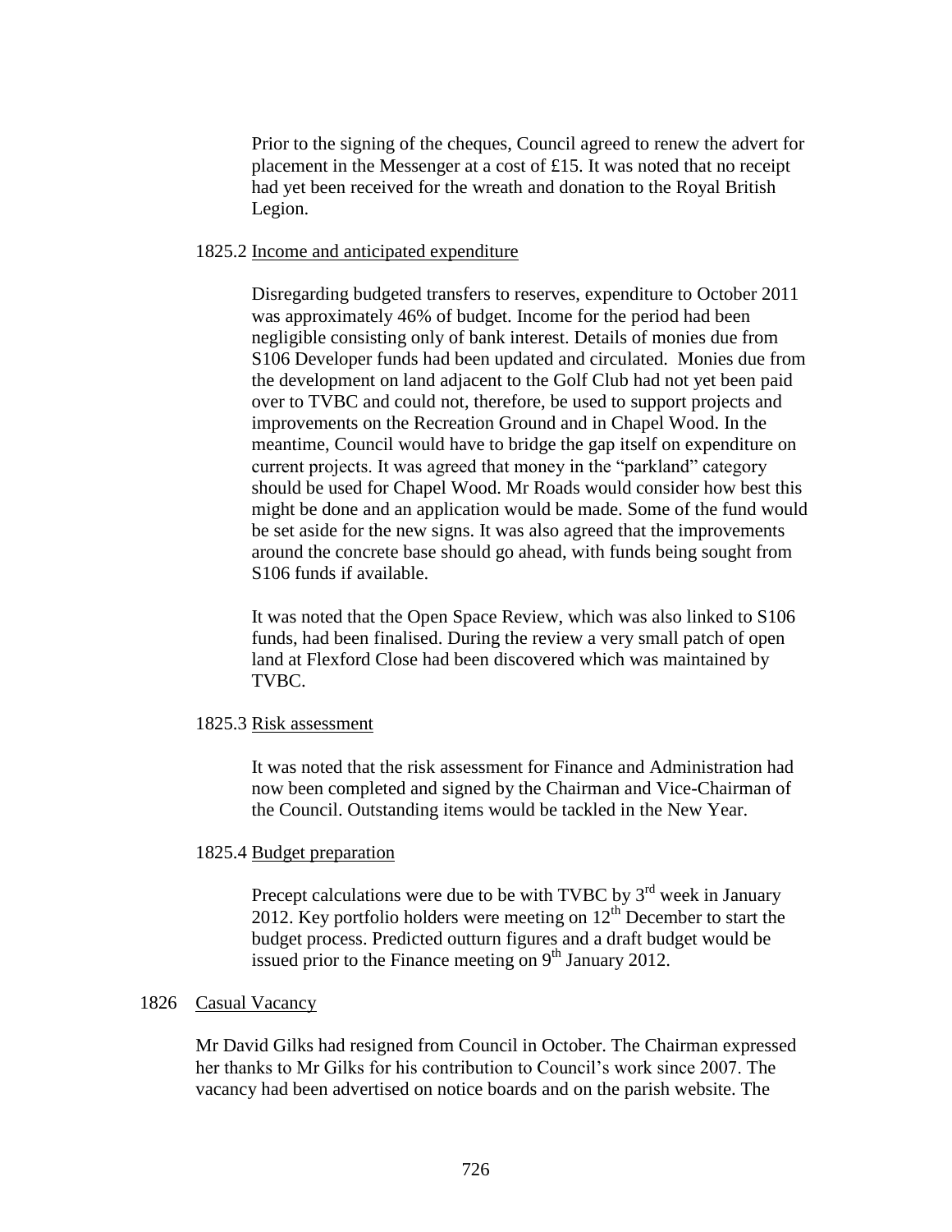Prior to the signing of the cheques, Council agreed to renew the advert for placement in the Messenger at a cost of £15. It was noted that no receipt had yet been received for the wreath and donation to the Royal British Legion.

1825.2 Income and anticipated expenditure

Disregarding budgeted transfers to reserves, expenditure to October 2011 was approximately 46% of budget. Income for the period had been negligible consisting only of bank interest. Details of monies due from S106 Developer funds had been updated and circulated. Monies due from the development on land adjacent to the Golf Club had not yet been paid over to TVBC and could not, therefore, be used to support projects and improvements on the Recreation Ground and in Chapel Wood. In the meantime, Council would have to bridge the gap itself on expenditure on current projects. It was agreed that money in the "parkland" category should be used for Chapel Wood. Mr Roads would consider how best this might be done and an application would be made. Some of the fund would be set aside for the new signs. It was also agreed that the improvements around the concrete base should go ahead, with funds being sought from S106 funds if available.

It was noted that the Open Space Review, which was also linked to S106 funds, had been finalised. During the review a very small patch of open land at Flexford Close had been discovered which was maintained by TVBC.

1825.3 Risk assessment

It was noted that the risk assessment for Finance and Administration had now been completed and signed by the Chairman and Vice-Chairman of the Council. Outstanding items would be tackled in the New Year.

1825.4 Budget preparation

Precept calculations were due to be with TVBC by 3rd week in January 2012. Key portfolio holders were meeting on 12th December to start the budget process. Predicted outturn figures and a draft budget would be issued prior to the Finance meeting on 9th January 2012.

1826 Casual Vacancy

Mr David Gilks had resigned from Council in October. The Chairman expressed her thanks to Mr Gilks for his contribution to Council's work since 2007. The vacancy had been advertised on notice boards and on the parish website. The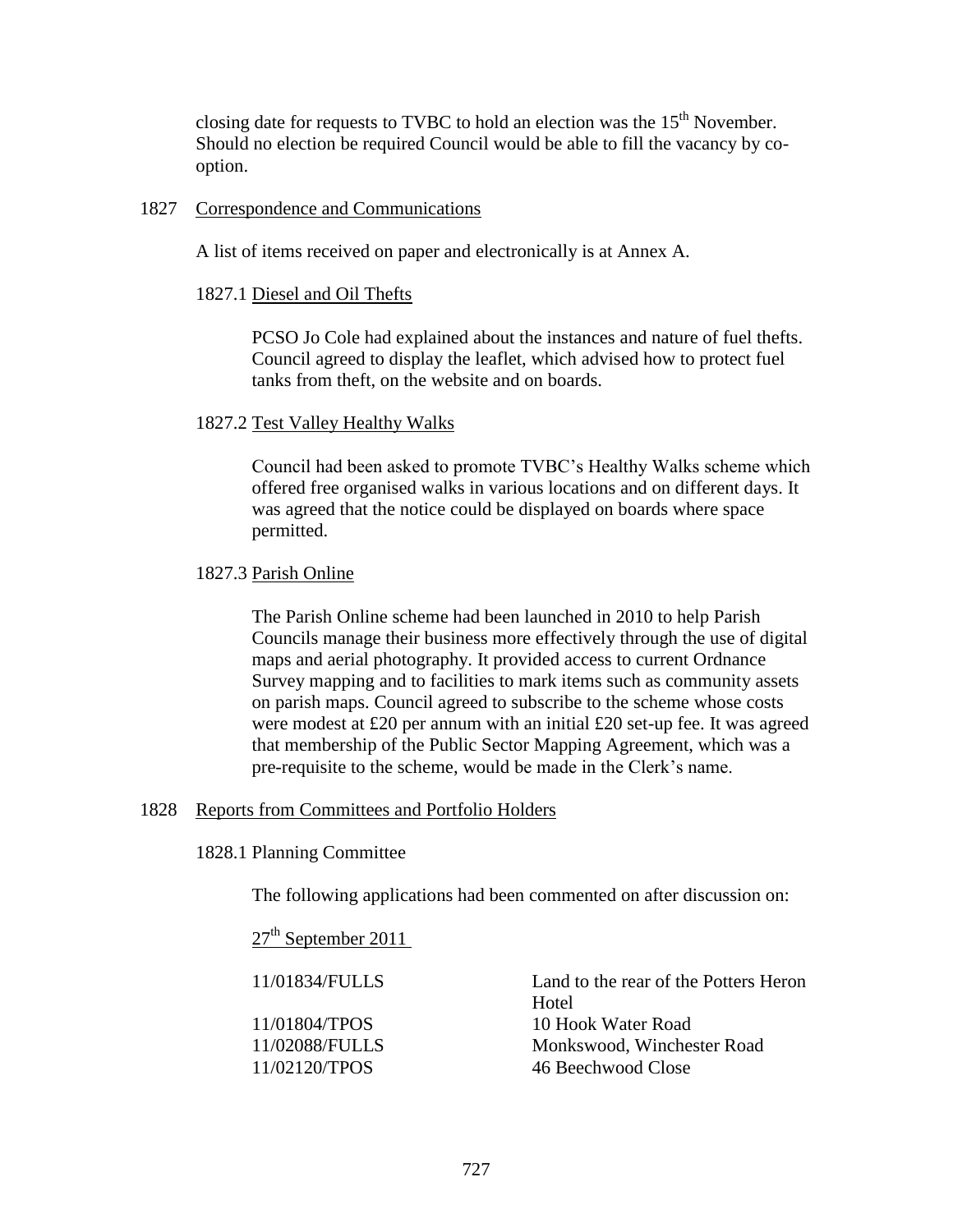closing date for requests to TVBC to hold an election was the 15th November. Should no election be required Council would be able to fill the vacancy by co-option.

1827 Correspondence and Communications

A list of items received on paper and electronically is at Annex A.

1827.1 Diesel and Oil Thefts

PCSO Jo Cole had explained about the instances and nature of fuel thefts. Council agreed to display the leaflet, which advised how to protect fuel tanks from theft, on the website and on boards.

1827.2 Test Valley Healthy Walks

Council had been asked to promote TVBC's Healthy Walks scheme which offered free organised walks in various locations and on different days. It was agreed that the notice could be displayed on boards where space permitted.

1827.3 Parish Online

The Parish Online scheme had been launched in 2010 to help Parish Councils manage their business more effectively through the use of digital maps and aerial photography. It provided access to current Ordnance Survey mapping and to facilities to mark items such as community assets on parish maps. Council agreed to subscribe to the scheme whose costs were modest at £20 per annum with an initial £20 set-up fee. It was agreed that membership of the Public Sector Mapping Agreement, which was a pre-requisite to the scheme, would be made in the Clerk's name.

1828 Reports from Committees and Portfolio Holders

1828.1 Planning Committee

The following applications had been commented on after discussion on:

27th September 2011

| | |
|---|---|
| 11/01834/FULLS | Land to the rear of the Potters Heron Hotel |
| 11/01804/TPOS | 10 Hook Water Road |
| 11/02088/FULLS | Monkswood, Winchester Road |
| 11/02120/TPOS | 46 Beechwood Close |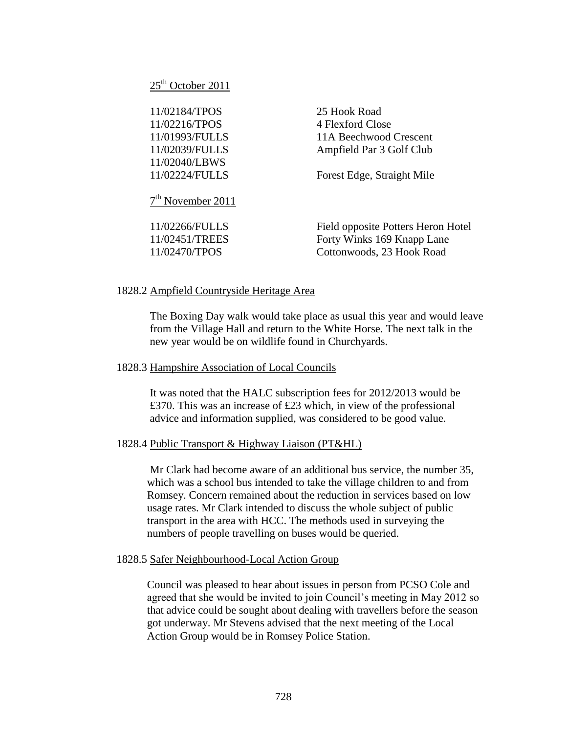25th October 2011

| | |
|---|---|
| 11/02184/TPOS | 25 Hook Road |
| 11/02216/TPOS | 4 Flexford Close |
| 11/01993/FULLS | 11A Beechwood Crescent |
| 11/02039/FULLS | Ampfield Par 3 Golf Club |
| 11/02040/LBWS | |
| 11/02224/FULLS | Forest Edge, Straight Mile |

7th November 2011

| | |
|---|---|
| 11/02266/FULLS | Field opposite Potters Heron Hotel |
| 11/02451/TREES | Forty Winks 169 Knapp Lane |
| 11/02470/TPOS | Cottonwoods, 23 Hook Road |

1828.2 Ampfield Countryside Heritage Area

The Boxing Day walk would take place as usual this year and would leave from the Village Hall and return to the White Horse. The next talk in the new year would be on wildlife found in Churchyards.

1828.3 Hampshire Association of Local Councils

It was noted that the HALC subscription fees for 2012/2013 would be £370. This was an increase of £23 which, in view of the professional advice and information supplied, was considered to be good value.

1828.4 Public Transport & Highway Liaison (PT&HL)

Mr Clark had become aware of an additional bus service, the number 35, which was a school bus intended to take the village children to and from Romsey. Concern remained about the reduction in services based on low usage rates. Mr Clark intended to discuss the whole subject of public transport in the area with HCC. The methods used in surveying the numbers of people travelling on buses would be queried.

1828.5 Safer Neighbourhood-Local Action Group

Council was pleased to hear about issues in person from PCSO Cole and agreed that she would be invited to join Council's meeting in May 2012 so that advice could be sought about dealing with travellers before the season got underway. Mr Stevens advised that the next meeting of the Local Action Group would be in Romsey Police Station.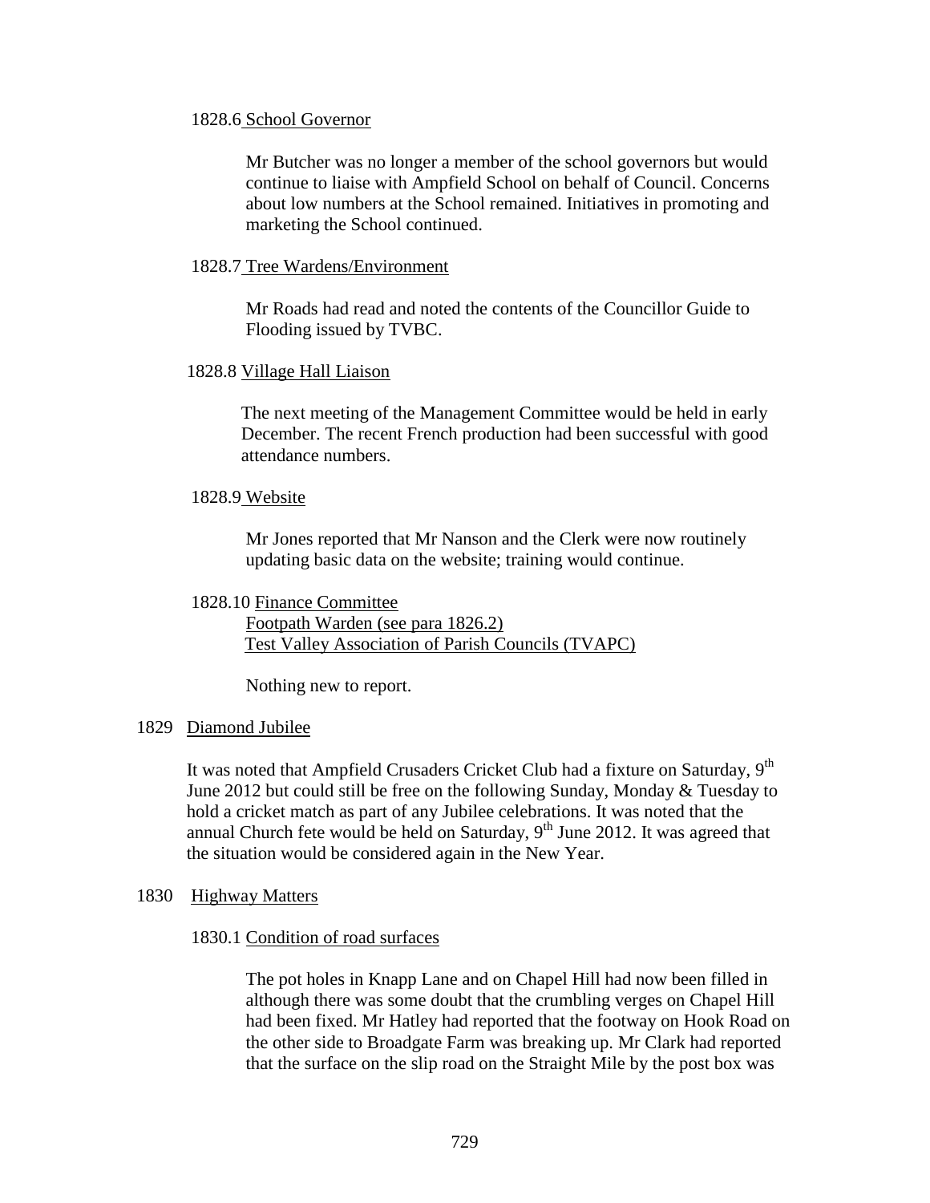1828.6 <u>School Governor</u>

Mr Butcher was no longer a member of the school governors but would continue to liaise with Ampfield School on behalf of Council. Concerns about low numbers at the School remained. Initiatives in promoting and marketing the School continued.

1828.7 <u>Tree Wardens/Environment</u>

Mr Roads had read and noted the contents of the Councillor Guide to Flooding issued by TVBC.

1828.8 <u>Village Hall Liaison</u>

The next meeting of the Management Committee would be held in early December. The recent French production had been successful with good attendance numbers.

1828.9 <u>Website</u>

Mr Jones reported that Mr Nanson and the Clerk were now routinely updating basic data on the website; training would continue.

1828.10 <u>Finance Committee</u>
<u>Footpath Warden (see para 1826.2)</u>
<u>Test Valley Association of Parish Councils (TVAPC)</u>

Nothing new to report.

1829 <u>Diamond Jubilee</u>

It was noted that Ampfield Crusaders Cricket Club had a fixture on Saturday, 9th June 2012 but could still be free on the following Sunday, Monday & Tuesday to hold a cricket match as part of any Jubilee celebrations. It was noted that the annual Church fete would be held on Saturday, 9th June 2012. It was agreed that the situation would be considered again in the New Year.

1830 <u>Highway Matters</u>

1830.1 <u>Condition of road surfaces</u>

The pot holes in Knapp Lane and on Chapel Hill had now been filled in although there was some doubt that the crumbling verges on Chapel Hill had been fixed. Mr Hatley had reported that the footway on Hook Road on the other side to Broadgate Farm was breaking up. Mr Clark had reported that the surface on the slip road on the Straight Mile by the post box was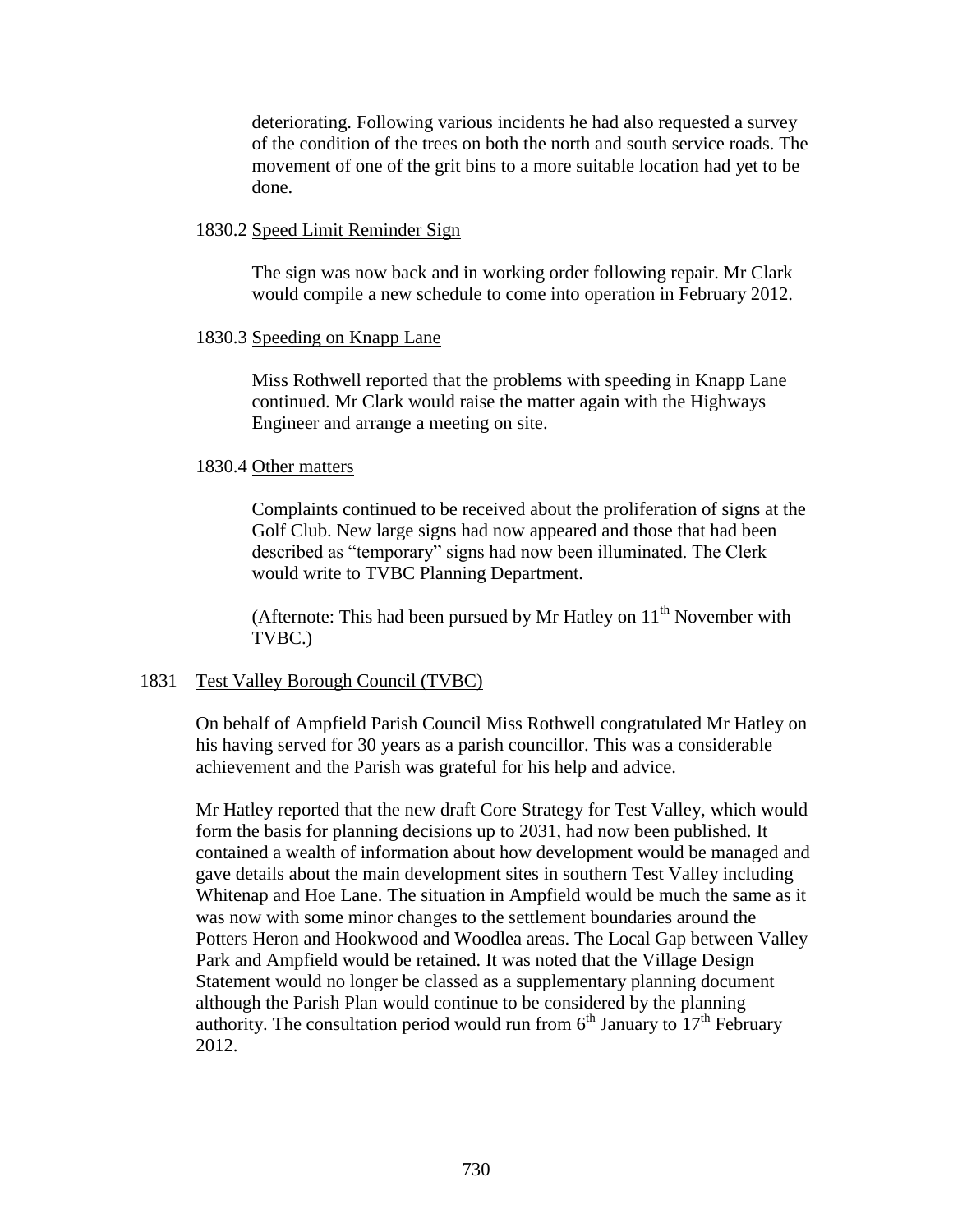deteriorating. Following various incidents he had also requested a survey of the condition of the trees on both the north and south service roads. The movement of one of the grit bins to a more suitable location had yet to be done.

1830.2 Speed Limit Reminder Sign

The sign was now back and in working order following repair. Mr Clark would compile a new schedule to come into operation in February 2012.

1830.3 Speeding on Knapp Lane

Miss Rothwell reported that the problems with speeding in Knapp Lane continued. Mr Clark would raise the matter again with the Highways Engineer and arrange a meeting on site.

1830.4 Other matters

Complaints continued to be received about the proliferation of signs at the Golf Club. New large signs had now appeared and those that had been described as "temporary" signs had now been illuminated. The Clerk would write to TVBC Planning Department.

(Afternote: This had been pursued by Mr Hatley on 11th November with TVBC.)

1831 Test Valley Borough Council (TVBC)

On behalf of Ampfield Parish Council Miss Rothwell congratulated Mr Hatley on his having served for 30 years as a parish councillor. This was a considerable achievement and the Parish was grateful for his help and advice.

Mr Hatley reported that the new draft Core Strategy for Test Valley, which would form the basis for planning decisions up to 2031, had now been published. It contained a wealth of information about how development would be managed and gave details about the main development sites in southern Test Valley including Whitenap and Hoe Lane. The situation in Ampfield would be much the same as it was now with some minor changes to the settlement boundaries around the Potters Heron and Hookwood and Woodlea areas. The Local Gap between Valley Park and Ampfield would be retained. It was noted that the Village Design Statement would no longer be classed as a supplementary planning document although the Parish Plan would continue to be considered by the planning authority. The consultation period would run from 6th January to 17th February 2012.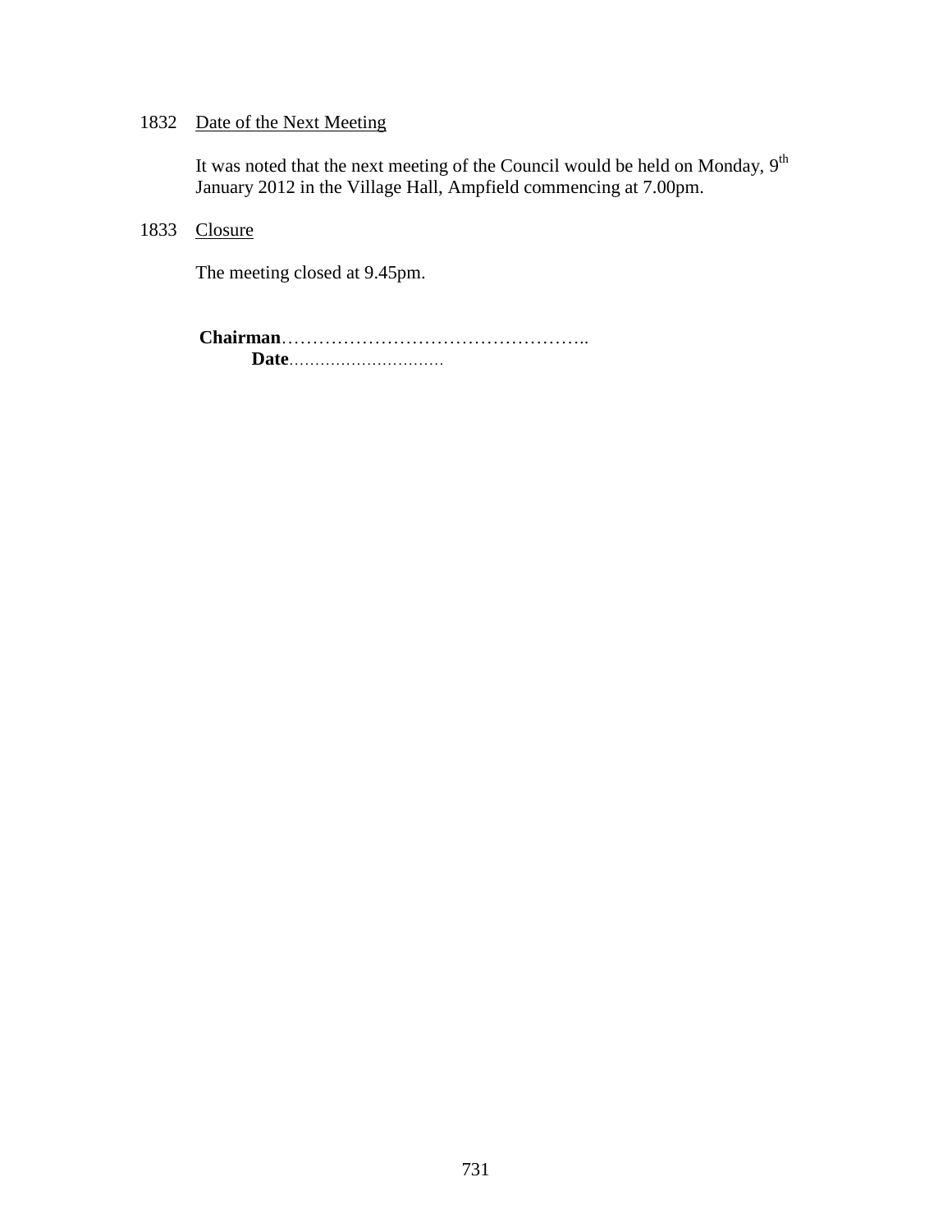1832 Date of the Next Meeting

It was noted that the next meeting of the Council would be held on Monday, 9th January 2012 in the Village Hall, Ampfield commencing at 7.00pm.

1833 Closure

The meeting closed at 9.45pm.

**Chairman**…………………………………………..
**Date**…………………………